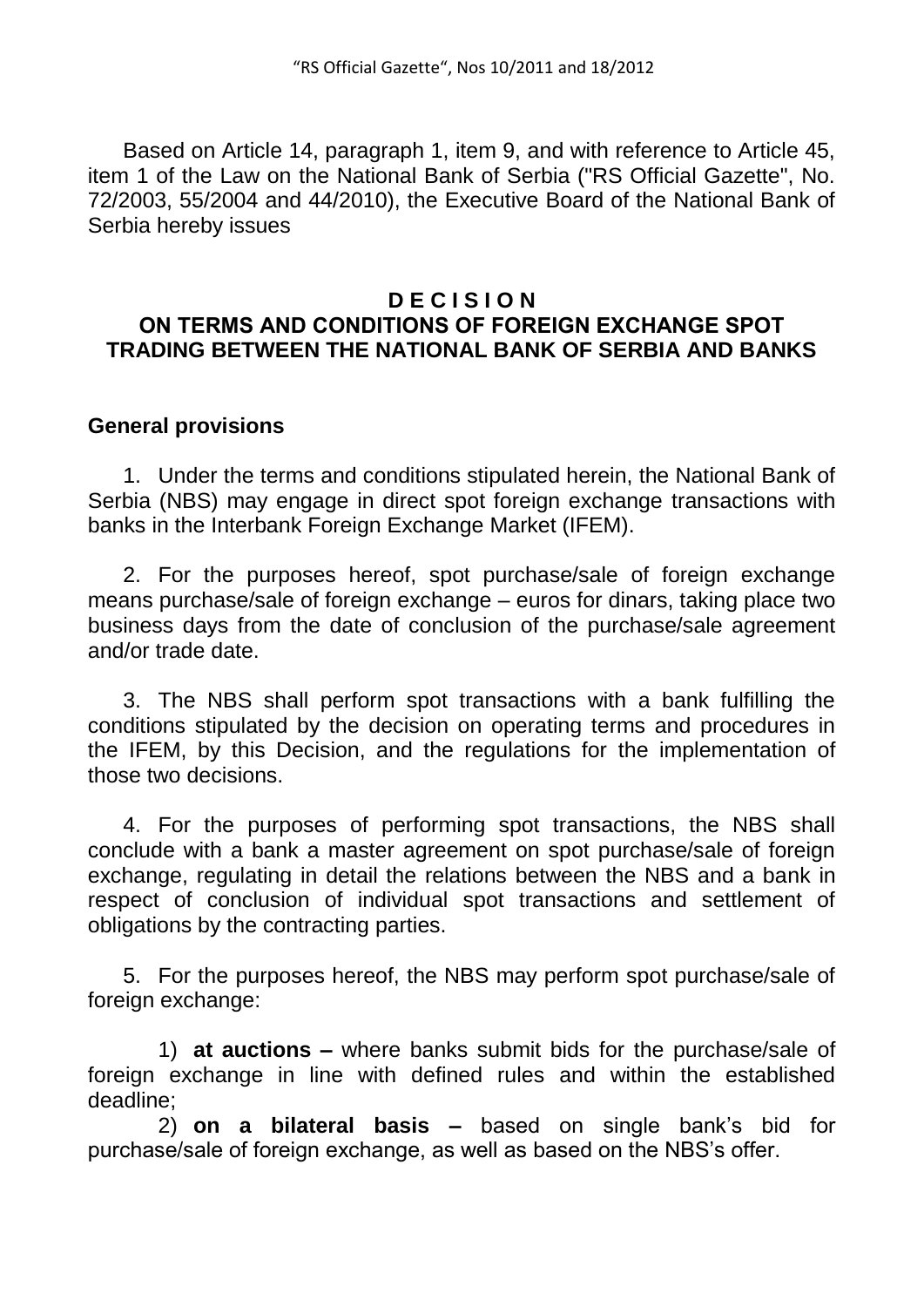"RS Official Gazette", Nos 10/2011 and 18/2012

Based on Article 14, paragraph 1, item 9, and with reference to Article 45, item 1 of the Law on the National Bank of Serbia ("RS Official Gazette", No. 72/2003, 55/2004 and 44/2010), the Executive Board of the National Bank of Serbia hereby issues

# D E C I S I O N
# ON TERMS AND CONDITIONS OF FOREIGN EXCHANGE SPOT TRADING BETWEEN THE NATIONAL BANK OF SERBIA AND BANKS

## General provisions

1. Under the terms and conditions stipulated herein, the National Bank of Serbia (NBS) may engage in direct spot foreign exchange transactions with banks in the Interbank Foreign Exchange Market (IFEM).

2. For the purposes hereof, spot purchase/sale of foreign exchange means purchase/sale of foreign exchange – euros for dinars, taking place two business days from the date of conclusion of the purchase/sale agreement and/or trade date.

3. The NBS shall perform spot transactions with a bank fulfilling the conditions stipulated by the decision on operating terms and procedures in the IFEM, by this Decision, and the regulations for the implementation of those two decisions.

4. For the purposes of performing spot transactions, the NBS shall conclude with a bank a master agreement on spot purchase/sale of foreign exchange, regulating in detail the relations between the NBS and a bank in respect of conclusion of individual spot transactions and settlement of obligations by the contracting parties.

5. For the purposes hereof, the NBS may perform spot purchase/sale of foreign exchange:

1) **at auctions –** where banks submit bids for the purchase/sale of foreign exchange in line with defined rules and within the established deadline;

2) **on a bilateral basis –** based on single bank's bid for purchase/sale of foreign exchange, as well as based on the NBS's offer.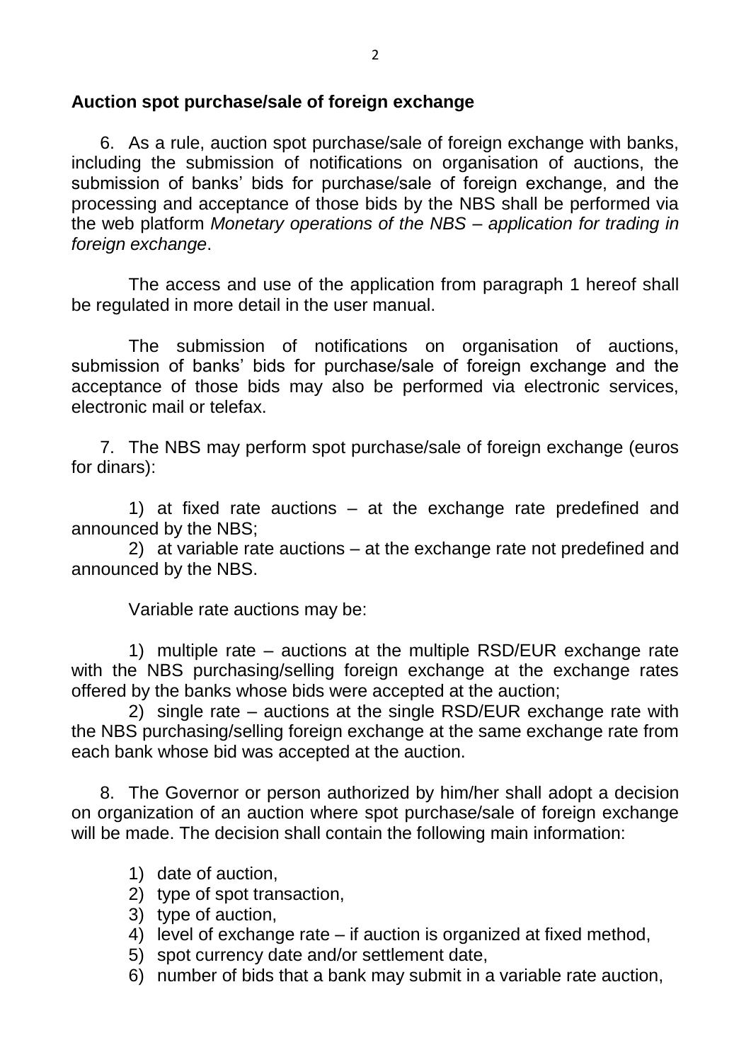## Auction spot purchase/sale of foreign exchange

6. As a rule, auction spot purchase/sale of foreign exchange with banks, including the submission of notifications on organisation of auctions, the submission of banks' bids for purchase/sale of foreign exchange, and the processing and acceptance of those bids by the NBS shall be performed via the web platform *Monetary operations of the NBS – application for trading in foreign exchange*.

The access and use of the application from paragraph 1 hereof shall be regulated in more detail in the user manual.

The submission of notifications on organisation of auctions, submission of banks' bids for purchase/sale of foreign exchange and the acceptance of those bids may also be performed via electronic services, electronic mail or telefax.

7. The NBS may perform spot purchase/sale of foreign exchange (euros for dinars):

1) at fixed rate auctions – at the exchange rate predefined and announced by the NBS;
2) at variable rate auctions – at the exchange rate not predefined and announced by the NBS.

Variable rate auctions may be:

1) multiple rate – auctions at the multiple RSD/EUR exchange rate with the NBS purchasing/selling foreign exchange at the exchange rates offered by the banks whose bids were accepted at the auction;
2) single rate – auctions at the single RSD/EUR exchange rate with the NBS purchasing/selling foreign exchange at the same exchange rate from each bank whose bid was accepted at the auction.

8. The Governor or person authorized by him/her shall adopt a decision on organization of an auction where spot purchase/sale of foreign exchange will be made. The decision shall contain the following main information:

1) date of auction,
2) type of spot transaction,
3) type of auction,
4) level of exchange rate – if auction is organized at fixed method,
5) spot currency date and/or settlement date,
6) number of bids that a bank may submit in a variable rate auction,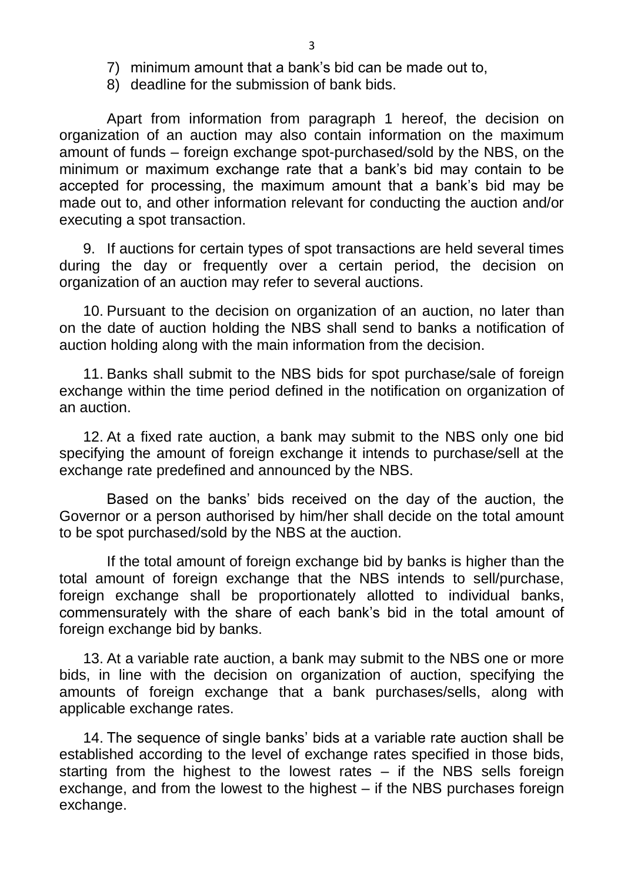7) minimum amount that a bank's bid can be made out to,
8) deadline for the submission of bank bids.

Apart from information from paragraph 1 hereof, the decision on organization of an auction may also contain information on the maximum amount of funds – foreign exchange spot-purchased/sold by the NBS, on the minimum or maximum exchange rate that a bank's bid may contain to be accepted for processing, the maximum amount that a bank's bid may be made out to, and other information relevant for conducting the auction and/or executing a spot transaction.

9. If auctions for certain types of spot transactions are held several times during the day or frequently over a certain period, the decision on organization of an auction may refer to several auctions.

10. Pursuant to the decision on organization of an auction, no later than on the date of auction holding the NBS shall send to banks a notification of auction holding along with the main information from the decision.

11. Banks shall submit to the NBS bids for spot purchase/sale of foreign exchange within the time period defined in the notification on organization of an auction.

12. At a fixed rate auction, a bank may submit to the NBS only one bid specifying the amount of foreign exchange it intends to purchase/sell at the exchange rate predefined and announced by the NBS.

Based on the banks' bids received on the day of the auction, the Governor or a person authorised by him/her shall decide on the total amount to be spot purchased/sold by the NBS at the auction.

If the total amount of foreign exchange bid by banks is higher than the total amount of foreign exchange that the NBS intends to sell/purchase, foreign exchange shall be proportionately allotted to individual banks, commensurately with the share of each bank's bid in the total amount of foreign exchange bid by banks.

13. At a variable rate auction, a bank may submit to the NBS one or more bids, in line with the decision on organization of auction, specifying the amounts of foreign exchange that a bank purchases/sells, along with applicable exchange rates.

14. The sequence of single banks' bids at a variable rate auction shall be established according to the level of exchange rates specified in those bids, starting from the highest to the lowest rates – if the NBS sells foreign exchange, and from the lowest to the highest – if the NBS purchases foreign exchange.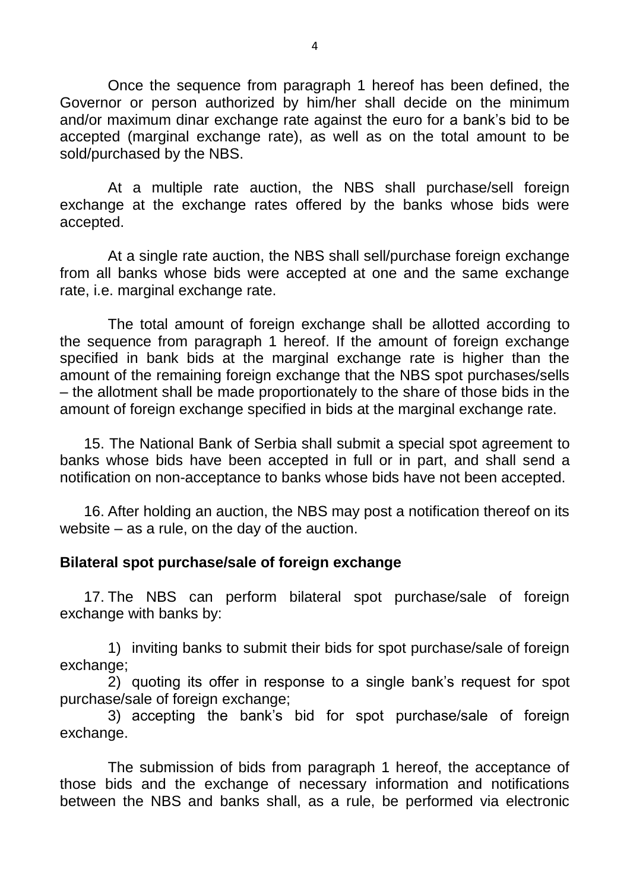Once the sequence from paragraph 1 hereof has been defined, the Governor or person authorized by him/her shall decide on the minimum and/or maximum dinar exchange rate against the euro for a bank's bid to be accepted (marginal exchange rate), as well as on the total amount to be sold/purchased by the NBS.

At a multiple rate auction, the NBS shall purchase/sell foreign exchange at the exchange rates offered by the banks whose bids were accepted.

At a single rate auction, the NBS shall sell/purchase foreign exchange from all banks whose bids were accepted at one and the same exchange rate, i.e. marginal exchange rate.

The total amount of foreign exchange shall be allotted according to the sequence from paragraph 1 hereof. If the amount of foreign exchange specified in bank bids at the marginal exchange rate is higher than the amount of the remaining foreign exchange that the NBS spot purchases/sells – the allotment shall be made proportionately to the share of those bids in the amount of foreign exchange specified in bids at the marginal exchange rate.

15. The National Bank of Serbia shall submit a special spot agreement to banks whose bids have been accepted in full or in part, and shall send a notification on non-acceptance to banks whose bids have not been accepted.

16. After holding an auction, the NBS may post a notification thereof on its website – as a rule, on the day of the auction.

**Bilateral spot purchase/sale of foreign exchange**

17. The NBS can perform bilateral spot purchase/sale of foreign exchange with banks by:

1) inviting banks to submit their bids for spot purchase/sale of foreign exchange;
2) quoting its offer in response to a single bank's request for spot purchase/sale of foreign exchange;
3) accepting the bank's bid for spot purchase/sale of foreign exchange.

The submission of bids from paragraph 1 hereof, the acceptance of those bids and the exchange of necessary information and notifications between the NBS and banks shall, as a rule, be performed via electronic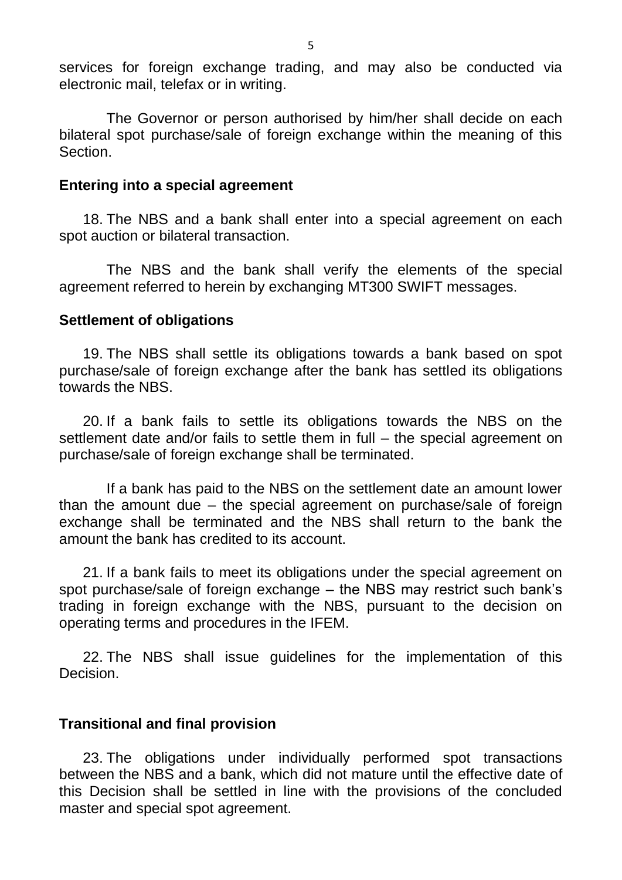services for foreign exchange trading, and may also be conducted via electronic mail, telefax or in writing.

The Governor or person authorised by him/her shall decide on each bilateral spot purchase/sale of foreign exchange within the meaning of this Section.

**Entering into a special agreement**

18. The NBS and a bank shall enter into a special agreement on each spot auction or bilateral transaction.

The NBS and the bank shall verify the elements of the special agreement referred to herein by exchanging MT300 SWIFT messages.

**Settlement of obligations**

19. The NBS shall settle its obligations towards a bank based on spot purchase/sale of foreign exchange after the bank has settled its obligations towards the NBS.

20. If a bank fails to settle its obligations towards the NBS on the settlement date and/or fails to settle them in full – the special agreement on purchase/sale of foreign exchange shall be terminated.

If a bank has paid to the NBS on the settlement date an amount lower than the amount due – the special agreement on purchase/sale of foreign exchange shall be terminated and the NBS shall return to the bank the amount the bank has credited to its account.

21. If a bank fails to meet its obligations under the special agreement on spot purchase/sale of foreign exchange – the NBS may restrict such bank's trading in foreign exchange with the NBS, pursuant to the decision on operating terms and procedures in the IFEM.

22. The NBS shall issue guidelines for the implementation of this Decision.

**Transitional and final provision**

23. The obligations under individually performed spot transactions between the NBS and a bank, which did not mature until the effective date of this Decision shall be settled in line with the provisions of the concluded master and special spot agreement.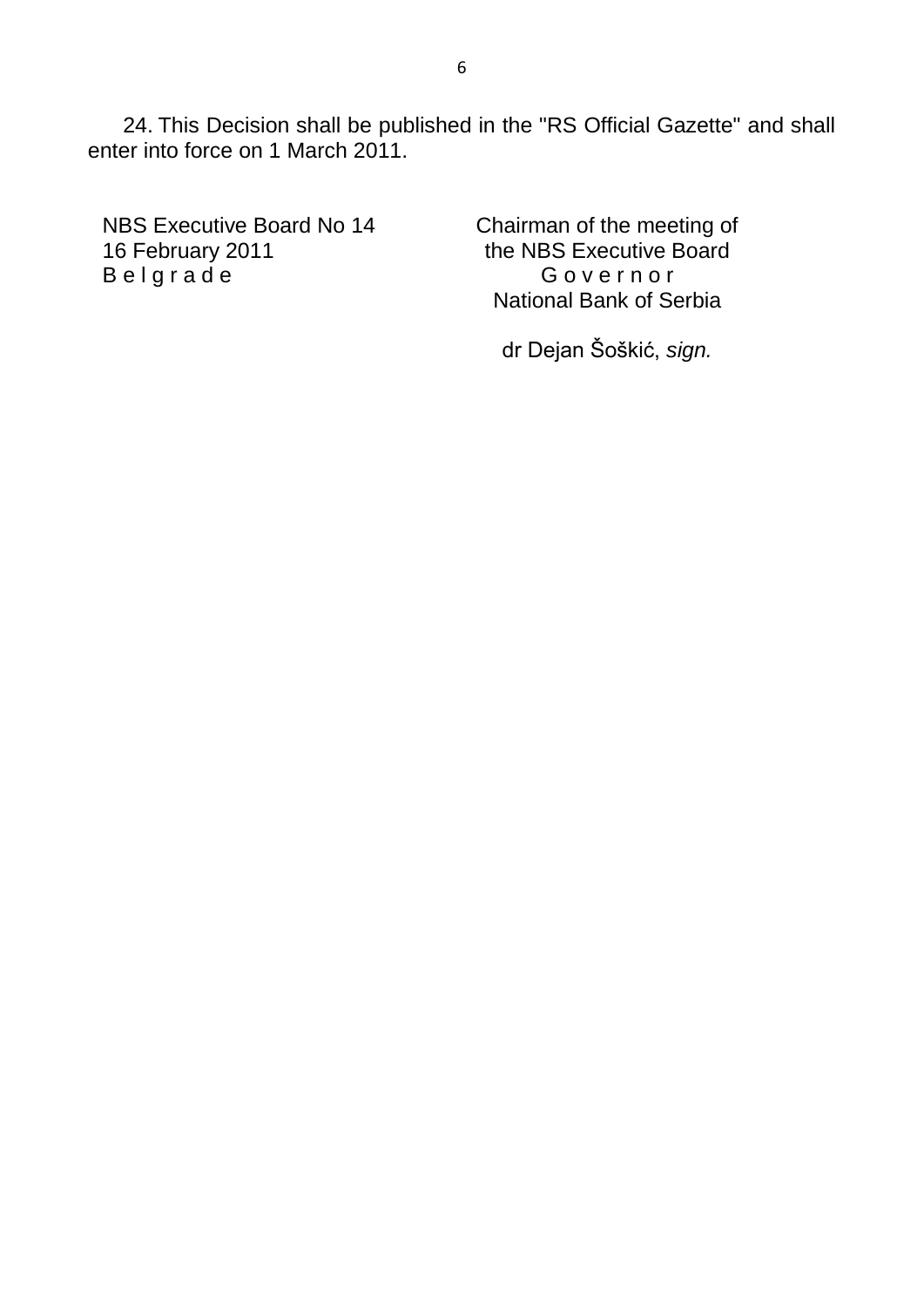24. This Decision shall be published in the "RS Official Gazette" and shall enter into force on 1 March 2011.

NBS Executive Board No 14
16 February 2011
B e l g r a d e

Chairman of the meeting of
the NBS Executive Board
G o v e r n o r
National Bank of Serbia

dr Dejan Šoškić, *sign.*